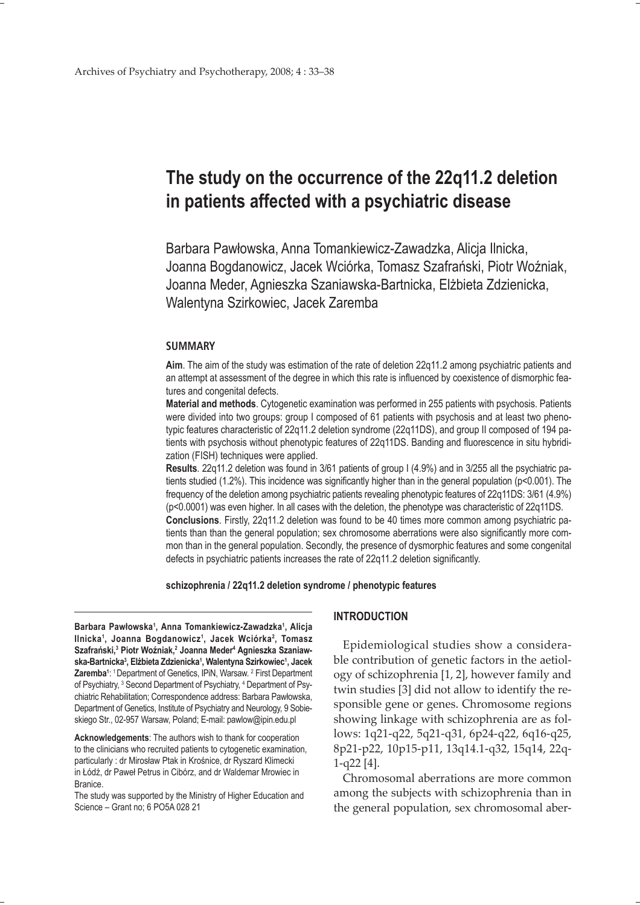# The study on the occurrence of the 22q11.2 deletion in patients affected with a psychiatric disease

Barbara Pawłowska, Anna Tomankiewicz-Zawadzka, Alicja Ilnicka, Joanna Bogdanowicz, Jacek Wciórka, Tomasz Szafrański, Piotr Woźniak, Joanna Meder, Agnieszka Szaniawska-Bartnicka, Elżbieta Zdzienicka, Walentyna Szirkowiec, Jacek Zaremba

## SUMMARY

**Aim**. The aim of the study was estimation of the rate of deletion 22q11.2 among psychiatric patients and an attempt at assessment of the degree in which this rate is influenced by coexistence of dismorphic features and congenital defects.

**Material and methods**. Cytogenetic examination was performed in 255 patients with psychosis. Patients were divided into two groups: group I composed of 61 patients with psychosis and at least two phenotypic features characteristic of 22q11.2 deletion syndrome (22q11DS), and group II composed of 194 patients with psychosis without phenotypic features of 22q11DS. Banding and fluorescence in situ hybridization (FISH) techniques were applied.

**Results**. 22q11.2 deletion was found in 3/61 patients of group I (4.9%) and in 3/255 all the psychiatric patients studied (1.2%). This incidence was significantly higher than in the general population ($p<0.001$). The frequency of the deletion among psychiatric patients revealing phenotypic features of 22q11DS: 3/61 (4.9%) ($p<0.0001$) was even higher. In all cases with the deletion, the phenotype was characteristic of 22q11DS.

**Conclusions**. Firstly, 22q11.2 deletion was found to be 40 times more common among psychiatric patients than than the general population; sex chromosome aberrations were also significantly more common than in the general population. Secondly, the presence of dysmorphic features and some congenital defects in psychiatric patients increases the rate of 22q11.2 deletion significantly.

**schizophrenia / 22q11.2 deletion syndrome / phenotypic features**

## INTRODUCTION

Epidemiological studies show a considerable contribution of genetic factors in the aetiology of schizophrenia [1, 2], however family and twin studies [3] did not allow to identify the responsible gene or genes. Chromosome regions showing linkage with schizophrenia are as follows: 1q21-q22, 5q21-q31, 6p24-q22, 6q16-q25, 8p21-p22, 10p15-p11, 13q14.1-q32, 15q14, 22q-1-q22 [4].

Chromosomal aberrations are more common among the subjects with schizophrenia than in the general population, sex chromosomal aber-

---

**Barbara Pawłowska[1], Anna Tomankiewicz-Zawadzka[1], Alicja Ilnicka[1], Joanna Bogdanowicz[1], Jacek Wciórka[2], Tomasz Szafrański,[3] Piotr Woźniak,[2] Joanna Meder[4] Agnieszka Szaniawska-Bartnicka[3], Elżbieta Zdzienicka[1], Walentyna Szirkowiec[1], Jacek Zaremba[1]**: [1] Department of Genetics, IPiN, Warsaw. [2] First Department of Psychiatry, [3] Second Department of Psychiatry, [4] Department of Psychiatric Rehabilitation; Correspondence address: Barbara Pawłowska, Department of Genetics, Institute of Psychiatry and Neurology, 9 Sobieskiego Str., 02-957 Warsaw, Poland; E-mail: pawlow@ipin.edu.pl

**Acknowledgements**: The authors wish to thank for cooperation to the clinicians who recruited patients to cytogenetic examination, particularly : dr Mirosław Ptak in Krośnice, dr Ryszard Klimecki in Łódź, dr Paweł Petrus in Cibórz, and dr Waldemar Mrowiec in Branice.

The study was supported by the Ministry of Higher Education and Science – Grant no; 6 PO5A 028 21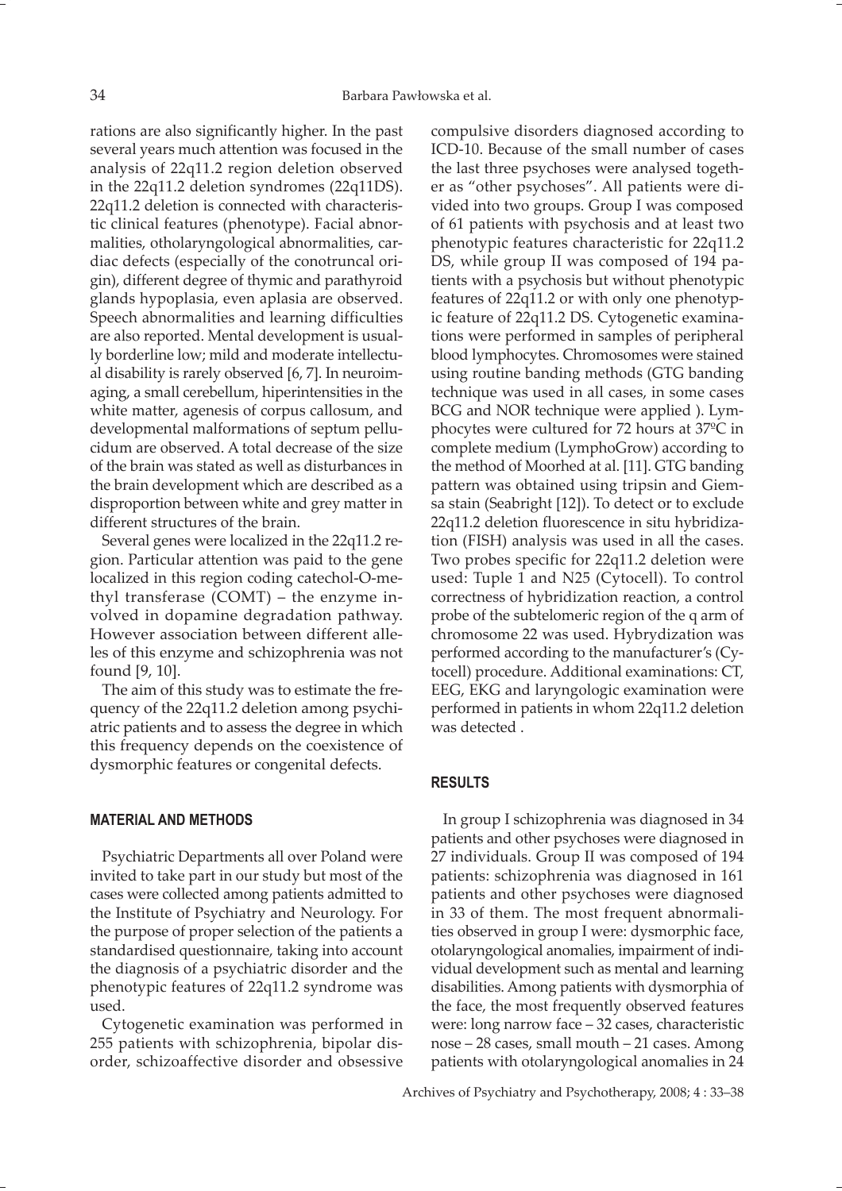rations are also significantly higher. In the past several years much attention was focused in the analysis of 22q11.2 region deletion observed in the 22q11.2 deletion syndromes (22q11DS). 22q11.2 deletion is connected with characteristic clinical features (phenotype). Facial abnormalities, otholaryngological abnormalities, cardiac defects (especially of the conotruncal origin), different degree of thymic and parathyroid glands hypoplasia, even aplasia are observed. Speech abnormalities and learning difficulties are also reported. Mental development is usually borderline low; mild and moderate intellectual disability is rarely observed [6, 7]. In neuroimaging, a small cerebellum, hiperintensities in the white matter, agenesis of corpus callosum, and developmental malformations of septum pellucidum are observed. A total decrease of the size of the brain was stated as well as disturbances in the brain development which are described as a disproportion between white and grey matter in different structures of the brain.

Several genes were localized in the 22q11.2 region. Particular attention was paid to the gene localized in this region coding catechol-O-methyl transferase (COMT) – the enzyme involved in dopamine degradation pathway. However association between different alleles of this enzyme and schizophrenia was not found [9, 10].

The aim of this study was to estimate the frequency of the 22q11.2 deletion among psychiatric patients and to assess the degree in which this frequency depends on the coexistence of dysmorphic features or congenital defects.

## MATERIAL AND METHODS

Psychiatric Departments all over Poland were invited to take part in our study but most of the cases were collected among patients admitted to the Institute of Psychiatry and Neurology. For the purpose of proper selection of the patients a standardised questionnaire, taking into account the diagnosis of a psychiatric disorder and the phenotypic features of 22q11.2 syndrome was used.

Cytogenetic examination was performed in 255 patients with schizophrenia, bipolar disorder, schizoaffective disorder and obsessive compulsive disorders diagnosed according to ICD-10. Because of the small number of cases the last three psychoses were analysed together as "other psychoses". All patients were divided into two groups. Group I was composed of 61 patients with psychosis and at least two phenotypic features characteristic for 22q11.2 DS, while group II was composed of 194 patients with a psychosis but without phenotypic features of 22q11.2 or with only one phenotypic feature of 22q11.2 DS. Cytogenetic examinations were performed in samples of peripheral blood lymphocytes. Chromosomes were stained using routine banding methods (GTG banding technique was used in all cases, in some cases BCG and NOR technique were applied ). Lymphocytes were cultured for 72 hours at 37ºC in complete medium (LymphoGrow) according to the method of Moorhed at al. [11]. GTG banding pattern was obtained using tripsin and Giemsa stain (Seabright [12]). To detect or to exclude 22q11.2 deletion fluorescence in situ hybridization (FISH) analysis was used in all the cases. Two probes specific for 22q11.2 deletion were used: Tuple 1 and N25 (Cytocell). To control correctness of hybridization reaction, a control probe of the subtelomeric region of the q arm of chromosome 22 was used. Hybrydization was performed according to the manufacturer's (Cytocell) procedure. Additional examinations: CT, EEG, EKG and laryngologic examination were performed in patients in whom 22q11.2 deletion was detected .

## RESULTS

In group I schizophrenia was diagnosed in 34 patients and other psychoses were diagnosed in 27 individuals. Group II was composed of 194 patients: schizophrenia was diagnosed in 161 patients and other psychoses were diagnosed in 33 of them. The most frequent abnormalities observed in group I were: dysmorphic face, otolaryngological anomalies, impairment of individual development such as mental and learning disabilities. Among patients with dysmorphia of the face, the most frequently observed features were: long narrow face – 32 cases, characteristic nose – 28 cases, small mouth – 21 cases. Among patients with otolaryngological anomalies in 24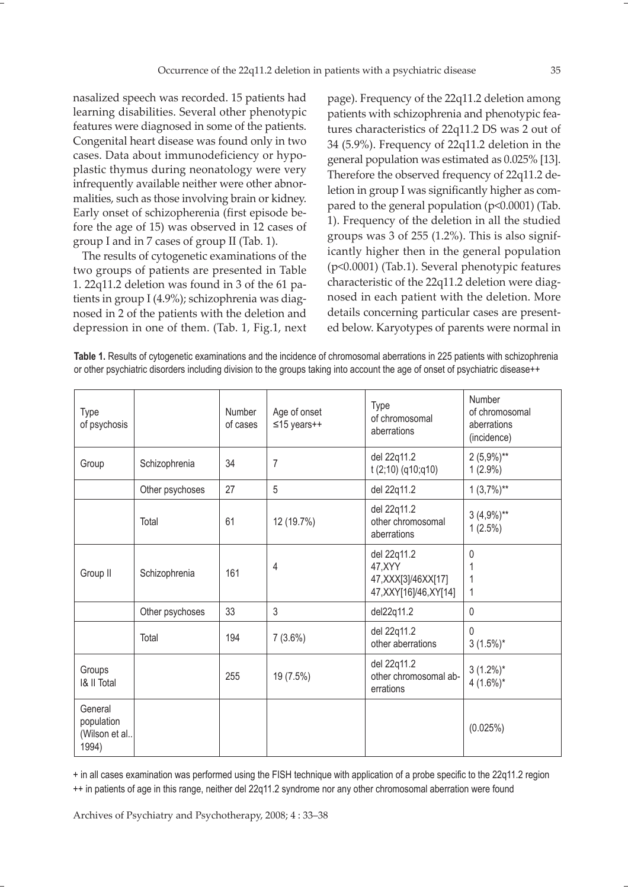nasalized speech was recorded. 15 patients had learning disabilities. Several other phenotypic features were diagnosed in some of the patients. Congenital heart disease was found only in two cases. Data about immunodeficiency or hypoplastic thymus during neonatology were very infrequently available neither were other abnormalities, such as those involving brain or kidney. Early onset of schizopherenia (first episode before the age of 15) was observed in 12 cases of group I and in 7 cases of group II (Tab. 1).

The results of cytogenetic examinations of the two groups of patients are presented in Table 1. 22q11.2 deletion was found in 3 of the 61 patients in group I (4.9%); schizophrenia was diagnosed in 2 of the patients with the deletion and depression in one of them. (Tab. 1, Fig.1, next page). Frequency of the 22q11.2 deletion among patients with schizophrenia and phenotypic features characteristics of 22q11.2 DS was 2 out of 34 (5.9%). Frequency of 22q11.2 deletion in the general population was estimated as 0.025% [13]. Therefore the observed frequency of 22q11.2 deletion in group I was significantly higher as compared to the general population ($p<0.0001$) (Tab. 1). Frequency of the deletion in all the studied groups was 3 of 255 (1.2%). This is also significantly higher then in the general population ($p<0.0001$) (Tab.1). Several phenotypic features characteristic of the 22q11.2 deletion were diagnosed in each patient with the deletion. More details concerning particular cases are presented below. Karyotypes of parents were normal in

**Table 1.** Results of cytogenetic examinations and the incidence of chromosomal aberrations in 225 patients with schizophrenia or other psychiatric disorders including division to the groups taking into account the age of onset of psychiatric disease++

| Type of psychosis | | Number of cases | Age of onset ≤15 years++ | Type of chromosomal aberrations | Number of chromosomal aberrations (incidence) |
|---|---|---|---|---|---|
| Group | Schizophrenia | 34 | 7 | del 22q11.2<br>t (2;10) (q10;q10) | 2 (5,9%)**<br>1 (2.9%) |
| | Other psychoses | 27 | 5 | del 22q11.2 | 1 (3,7%)** |
| | Total | 61 | 12 (19.7%) | del 22q11.2<br>other chromosomal aberrations | 3 (4,9%)**<br>1 (2.5%) |
| Group II | Schizophrenia | 161 | 4 | del 22q11.2<br>47,XYY<br>47,XXX[3]/46XX[17]<br>47,XXY[16]/46,XY[14] | 0<br>1<br>1<br>1 |
| | Other psychoses | 33 | 3 | del22q11.2 | 0 |
| | Total | 194 | 7 (3.6%) | del 22q11.2<br>other aberrations | 0<br>3 (1.5%)* |
| Groups I& II Total | | 255 | 19 (7.5%) | del 22q11.2<br>other chromosomal aberrations | 3 (1.2%)*<br>4 (1.6%)* |
| General population (Wilson et al.. 1994) | | | | | (0.025%) |

+ in all cases examination was performed using the FISH technique with application of a probe specific to the 22q11.2 region

++ in patients of age in this range, neither del 22q11.2 syndrome nor any other chromosomal aberration were found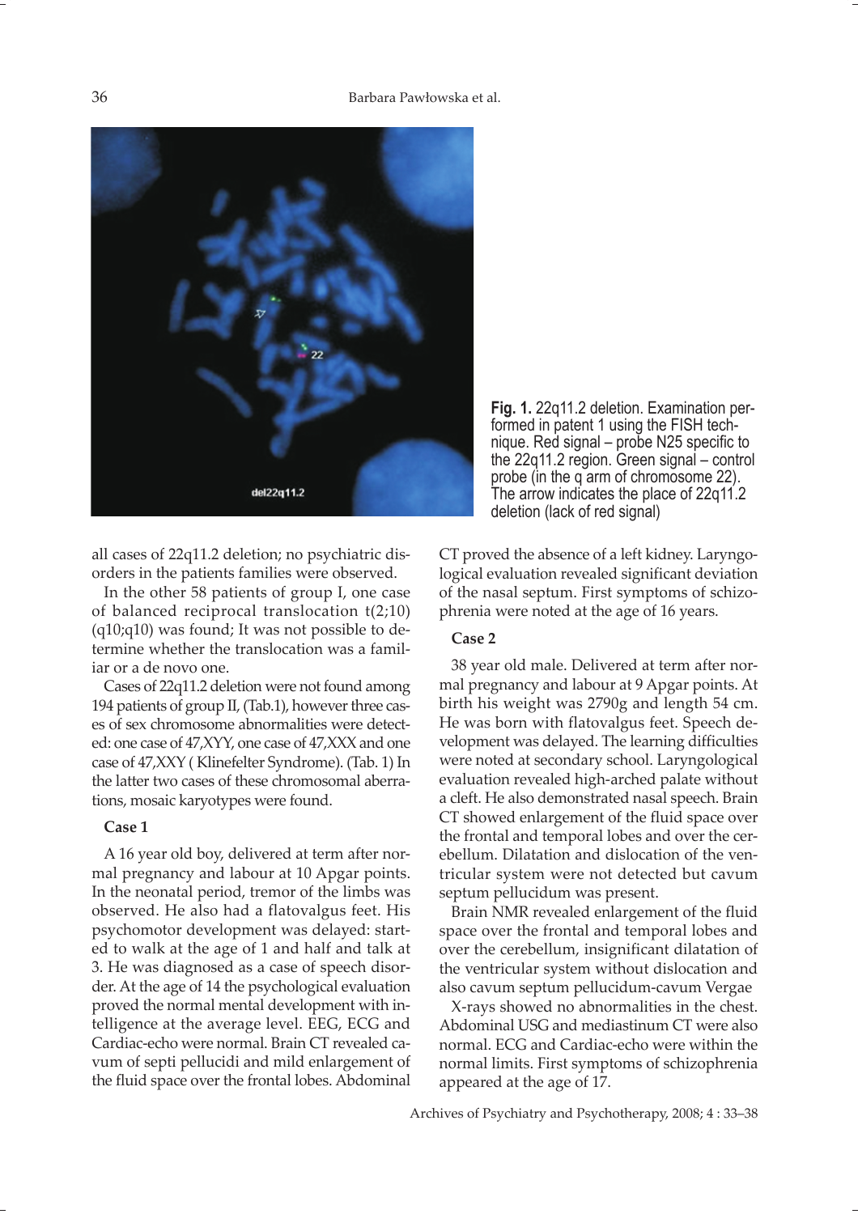Fig. 1. 22q11.2 deletion. Examination performed in patent 1 using the FISH technique. Red signal – probe N25 specific to the 22q11.2 region. Green signal – control probe (in the q arm of chromosome 22). The arrow indicates the place of 22q11.2 deletion (lack of red signal)

all cases of 22q11.2 deletion; no psychiatric disorders in the patients families were observed.

In the other 58 patients of group I, one case of balanced reciprocal translocation t(2;10)(q10;q10) was found; It was not possible to determine whether the translocation was a familiar or a de novo one.

Cases of 22q11.2 deletion were not found among 194 patients of group II, (Tab.1), however three cases of sex chromosome abnormalities were detected: one case of 47,XYY, one case of 47,XXX and one case of 47,XXY ( Klinefelter Syndrome). (Tab. 1) In the latter two cases of these chromosomal aberrations, mosaic karyotypes were found.

### Case 1

A 16 year old boy, delivered at term after normal pregnancy and labour at 10 Apgar points. In the neonatal period, tremor of the limbs was observed. He also had a flatovalgus feet. His psychomotor development was delayed: started to walk at the age of 1 and half and talk at 3. He was diagnosed as a case of speech disorder. At the age of 14 the psychological evaluation proved the normal mental development with intelligence at the average level. EEG, ECG and Cardiac-echo were normal. Brain CT revealed cavum of septi pellucidi and mild enlargement of the fluid space over the frontal lobes. Abdominal CT proved the absence of a left kidney. Laryngological evaluation revealed significant deviation of the nasal septum. First symptoms of schizophrenia were noted at the age of 16 years.

### Case 2

38 year old male. Delivered at term after normal pregnancy and labour at 9 Apgar points. At birth his weight was 2790g and length 54 cm. He was born with flatovalgus feet. Speech development was delayed. The learning difficulties were noted at secondary school. Laryngological evaluation revealed high-arched palate without a cleft. He also demonstrated nasal speech. Brain CT showed enlargement of the fluid space over the frontal and temporal lobes and over the cerebellum. Dilatation and dislocation of the ventricular system were not detected but cavum septum pellucidum was present.

Brain NMR revealed enlargement of the fluid space over the frontal and temporal lobes and over the cerebellum, insignificant dilatation of the ventricular system without dislocation and also cavum septum pellucidum-cavum Vergae

X-rays showed no abnormalities in the chest. Abdominal USG and mediastinum CT were also normal. ECG and Cardiac-echo were within the normal limits. First symptoms of schizophrenia appeared at the age of 17.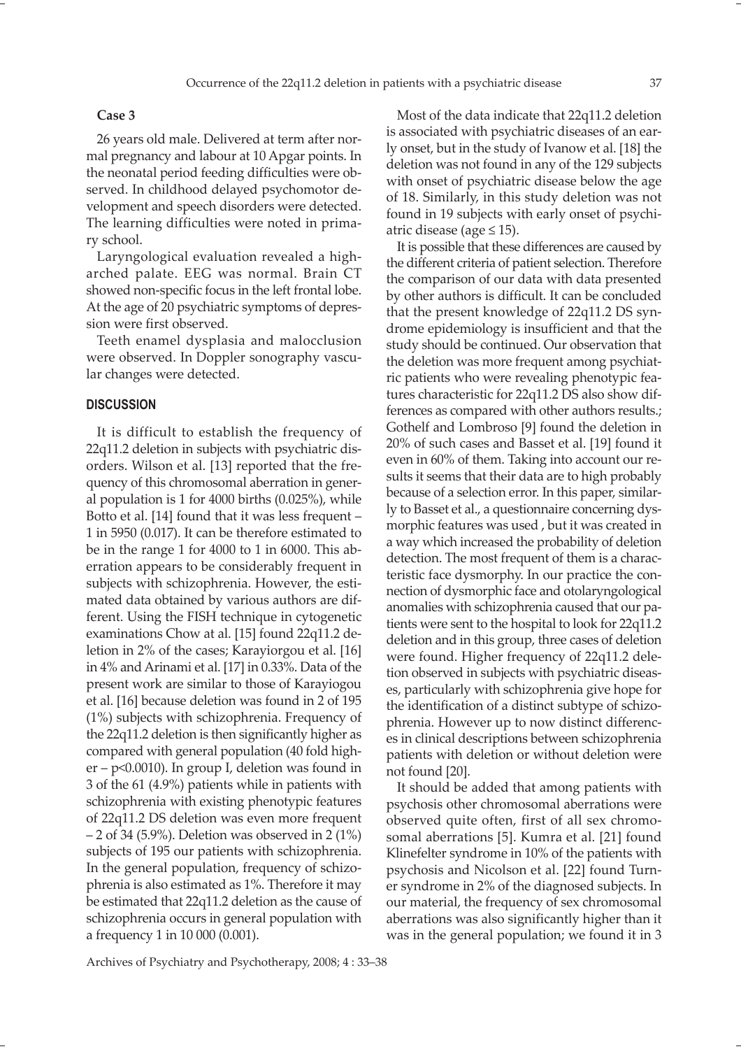**Case 3**

26 years old male. Delivered at term after normal pregnancy and labour at 10 Apgar points. In the neonatal period feeding difficulties were observed. In childhood delayed psychomotor development and speech disorders were detected. The learning difficulties were noted in primary school.

Laryngological evaluation revealed a high-arched palate. EEG was normal. Brain CT showed non-specific focus in the left frontal lobe. At the age of 20 psychiatric symptoms of depression were first observed.

Teeth enamel dysplasia and malocclusion were observed. In Doppler sonography vascular changes were detected.

## DISCUSSION

It is difficult to establish the frequency of 22q11.2 deletion in subjects with psychiatric disorders. Wilson et al. [13] reported that the frequency of this chromosomal aberration in general population is 1 for 4000 births (0.025%), while Botto et al. [14] found that it was less frequent – 1 in 5950 (0.017). It can be therefore estimated to be in the range 1 for 4000 to 1 in 6000. This aberration appears to be considerably frequent in subjects with schizophrenia. However, the estimated data obtained by various authors are different. Using the FISH technique in cytogenetic examinations Chow at al. [15] found 22q11.2 deletion in 2% of the cases; Karayiorgou et al. [16] in 4% and Arinami et al. [17] in 0.33%. Data of the present work are similar to those of Karayiogou et al. [16] because deletion was found in 2 of 195 (1%) subjects with schizophrenia. Frequency of the 22q11.2 deletion is then significantly higher as compared with general population (40 fold higher – $p<0.0010$). In group I, deletion was found in 3 of the 61 (4.9%) patients while in patients with schizophrenia with existing phenotypic features of 22q11.2 DS deletion was even more frequent – 2 of 34 (5.9%). Deletion was observed in 2 (1%) subjects of 195 our patients with schizophrenia. In the general population, frequency of schizophrenia is also estimated as 1%. Therefore it may be estimated that 22q11.2 deletion as the cause of schizophrenia occurs in general population with a frequency 1 in 10 000 (0.001).

Most of the data indicate that 22q11.2 deletion is associated with psychiatric diseases of an early onset, but in the study of Ivanow et al. [18] the deletion was not found in any of the 129 subjects with onset of psychiatric disease below the age of 18. Similarly, in this study deletion was not found in 19 subjects with early onset of psychiatric disease (age ≤ 15).

It is possible that these differences are caused by the different criteria of patient selection. Therefore the comparison of our data with data presented by other authors is difficult. It can be concluded that the present knowledge of 22q11.2 DS syndrome epidemiology is insufficient and that the study should be continued. Our observation that the deletion was more frequent among psychiatric patients who were revealing phenotypic features characteristic for 22q11.2 DS also show differences as compared with other authors results.; Gothelf and Lombroso [9] found the deletion in 20% of such cases and Basset et al. [19] found it even in 60% of them. Taking into account our results it seems that their data are to high probably because of a selection error. In this paper, similarly to Basset et al., a questionnaire concerning dysmorphic features was used , but it was created in a way which increased the probability of deletion detection. The most frequent of them is a characteristic face dysmorphy. In our practice the connection of dysmorphic face and otolaryngological anomalies with schizophrenia caused that our patients were sent to the hospital to look for 22q11.2 deletion and in this group, three cases of deletion were found. Higher frequency of 22q11.2 deletion observed in subjects with psychiatric diseases, particularly with schizophrenia give hope for the identification of a distinct subtype of schizophrenia. However up to now distinct differences in clinical descriptions between schizophrenia patients with deletion or without deletion were not found [20].

It should be added that among patients with psychosis other chromosomal aberrations were observed quite often, first of all sex chromosomal aberrations [5]. Kumra et al. [21] found Klinefelter syndrome in 10% of the patients with psychosis and Nicolson et al. [22] found Turner syndrome in 2% of the diagnosed subjects. In our material, the frequency of sex chromosomal aberrations was also significantly higher than it was in the general population; we found it in 3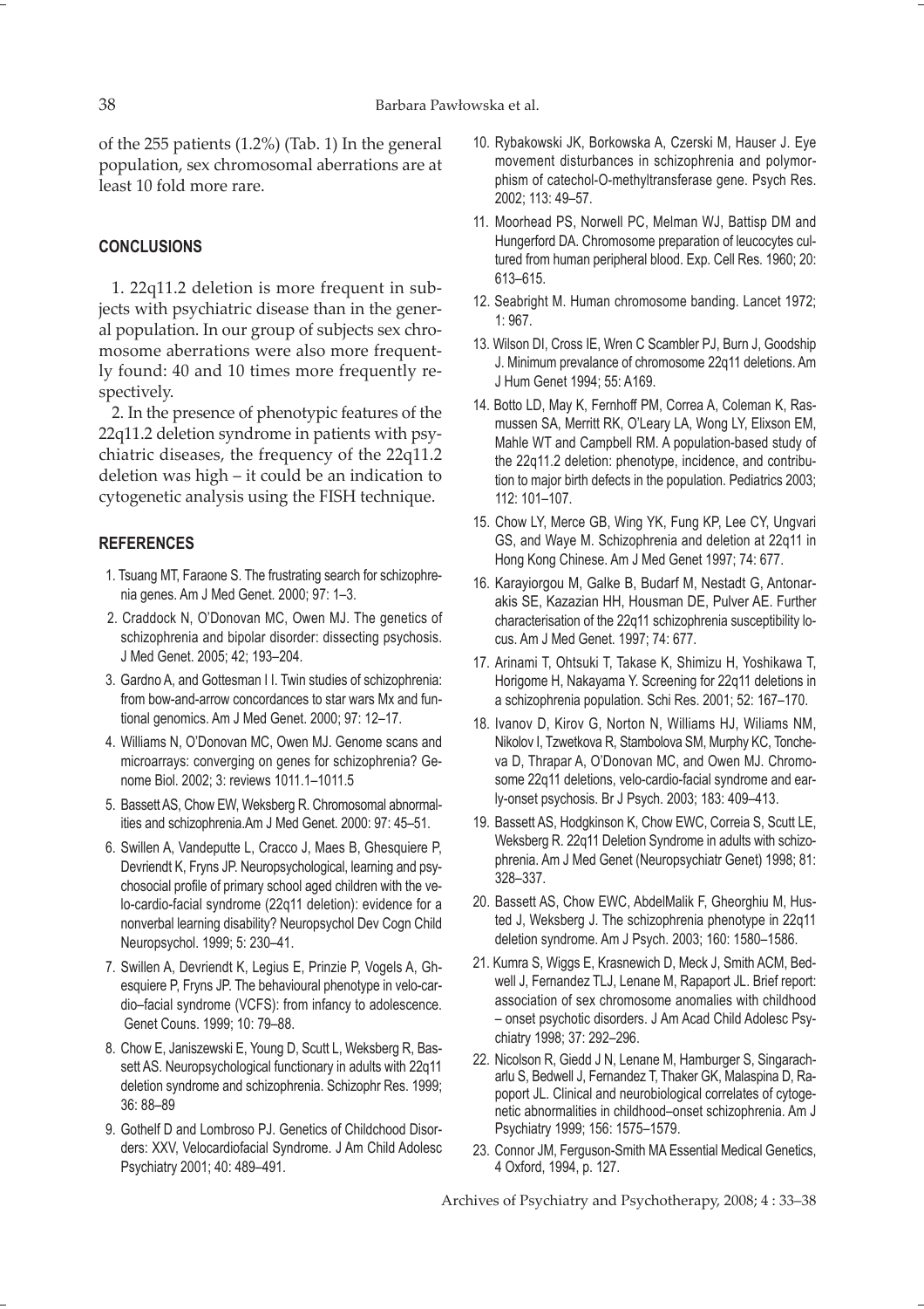of the 255 patients (1.2%) (Tab. 1) In the general population, sex chromosomal aberrations are at least 10 fold more rare.

## CONCLUSIONS

1. 22q11.2 deletion is more frequent in subjects with psychiatric disease than in the general population. In our group of subjects sex chromosome aberrations were also more frequently found: 40 and 10 times more frequently respectively.

2. In the presence of phenotypic features of the 22q11.2 deletion syndrome in patients with psychiatric diseases, the frequency of the 22q11.2 deletion was high – it could be an indication to cytogenetic analysis using the FISH technique.

## REFERENCES

1. Tsuang MT, Faraone S. The frustrating search for schizophrenia genes. Am J Med Genet. 2000; 97: 1–3.
2. Craddock N, O'Donovan MC, Owen MJ. The genetics of schizophrenia and bipolar disorder: dissecting psychosis. J Med Genet. 2005; 42; 193–204.
3. Gardno A, and Gottesman I I. Twin studies of schizophrenia: from bow-and-arrow concordances to star wars Mx and funtional genomics. Am J Med Genet. 2000; 97: 12–17.
4. Williams N, O'Donovan MC, Owen MJ. Genome scans and microarrays: converging on genes for schizophrenia? Genome Biol. 2002; 3: reviews 1011.1–1011.5
5. Bassett AS, Chow EW, Weksberg R. Chromosomal abnormalities and schizophrenia.Am J Med Genet. 2000: 97: 45–51.
6. Swillen A, Vandeputte L, Cracco J, Maes B, Ghesquiere P, Devriendt K, Fryns JP. Neuropsychological, learning and psychosocial profile of primary school aged children with the velo-cardio-facial syndrome (22q11 deletion): evidence for a nonverbal learning disability? Neuropsychol Dev Cogn Child Neuropsychol. 1999; 5: 230–41.
7. Swillen A, Devriendt K, Legius E, Prinzie P, Vogels A, Ghesquiere P, Fryns JP. The behavioural phenotype in velo-cardio–facial syndrome (VCFS): from infancy to adolescence. Genet Couns. 1999; 10: 79–88.
8. Chow E, Janiszewski E, Young D, Scutt L, Weksberg R, Bassett AS. Neuropsychological functionary in adults with 22q11 deletion syndrome and schizophrenia. Schizophr Res. 1999; 36: 88–89
9. Gothelf D and Lombroso PJ. Genetics of Childchood Disorders: XXV, Velocardiofacial Syndrome. J Am Child Adolesc Psychiatry 2001; 40: 489–491.
10. Rybakowski JK, Borkowska A, Czerski M, Hauser J. Eye movement disturbances in schizophrenia and polymorphism of catechol-O-methyltransferase gene. Psych Res. 2002; 113: 49–57.
11. Moorhead PS, Norwell PC, Melman WJ, Battisp DM and Hungerford DA. Chromosome preparation of leucocytes cultured from human peripheral blood. Exp. Cell Res. 1960; 20: 613–615.
12. Seabright M. Human chromosome banding. Lancet 1972; 1: 967.
13. Wilson DI, Cross IE, Wren C Scambler PJ, Burn J, Goodship J. Minimum prevalance of chromosome 22q11 deletions. Am J Hum Genet 1994; 55: A169.
14. Botto LD, May K, Fernhoff PM, Correa A, Coleman K, Rasmussen SA, Merritt RK, O'Leary LA, Wong LY, Elixson EM, Mahle WT and Campbell RM. A population-based study of the 22q11.2 deletion: phenotype, incidence, and contribution to major birth defects in the population. Pediatrics 2003; 112: 101–107.
15. Chow LY, Merce GB, Wing YK, Fung KP, Lee CY, Ungvari GS, and Waye M. Schizophrenia and deletion at 22q11 in Hong Kong Chinese. Am J Med Genet 1997; 74: 677.
16. Karayiorgou M, Galke B, Budarf M, Nestadt G, Antonarakis SE, Kazazian HH, Housman DE, Pulver AE. Further characterisation of the 22q11 schizophrenia susceptibility locus. Am J Med Genet. 1997; 74: 677.
17. Arinami T, Ohtsuki T, Takase K, Shimizu H, Yoshikawa T, Horigome H, Nakayama Y. Screening for 22q11 deletions in a schizophrenia population. Schi Res. 2001; 52: 167–170.
18. Ivanov D, Kirov G, Norton N, Williams HJ, Wiliams NM, Nikolov I, Tzwetkova R, Stambolova SM, Murphy KC, Toncheva D, Thrapar A, O'Donovan MC, and Owen MJ. Chromosome 22q11 deletions, velo-cardio-facial syndrome and early-onset psychosis. Br J Psych. 2003; 183: 409–413.
19. Bassett AS, Hodgkinson K, Chow EWC, Correia S, Scutt LE, Weksberg R. 22q11 Deletion Syndrome in adults with schizophrenia. Am J Med Genet (Neuropsychiatr Genet) 1998; 81: 328–337.
20. Bassett AS, Chow EWC, AbdelMalik F, Gheorghiu M, Husted J, Weksberg J. The schizophrenia phenotype in 22q11 deletion syndrome. Am J Psych. 2003; 160: 1580–1586.
21. Kumra S, Wiggs E, Krasnewich D, Meck J, Smith ACM, Bedwell J, Fernandez TLJ, Lenane M, Rapaport JL. Brief report: association of sex chromosome anomalies with childhood – onset psychotic disorders. J Am Acad Child Adolesc Psychiatry 1998; 37: 292–296.
22. Nicolson R, Giedd J N, Lenane M, Hamburger S, Singaracharlu S, Bedwell J, Fernandez T, Thaker GK, Malaspina D, Rapoport JL. Clinical and neurobiological correlates of cytogenetic abnormalities in childhood–onset schizophrenia. Am J Psychiatry 1999; 156: 1575–1579.
23. Connor JM, Ferguson-Smith MA Essential Medical Genetics, 4 Oxford, 1994, p. 127.